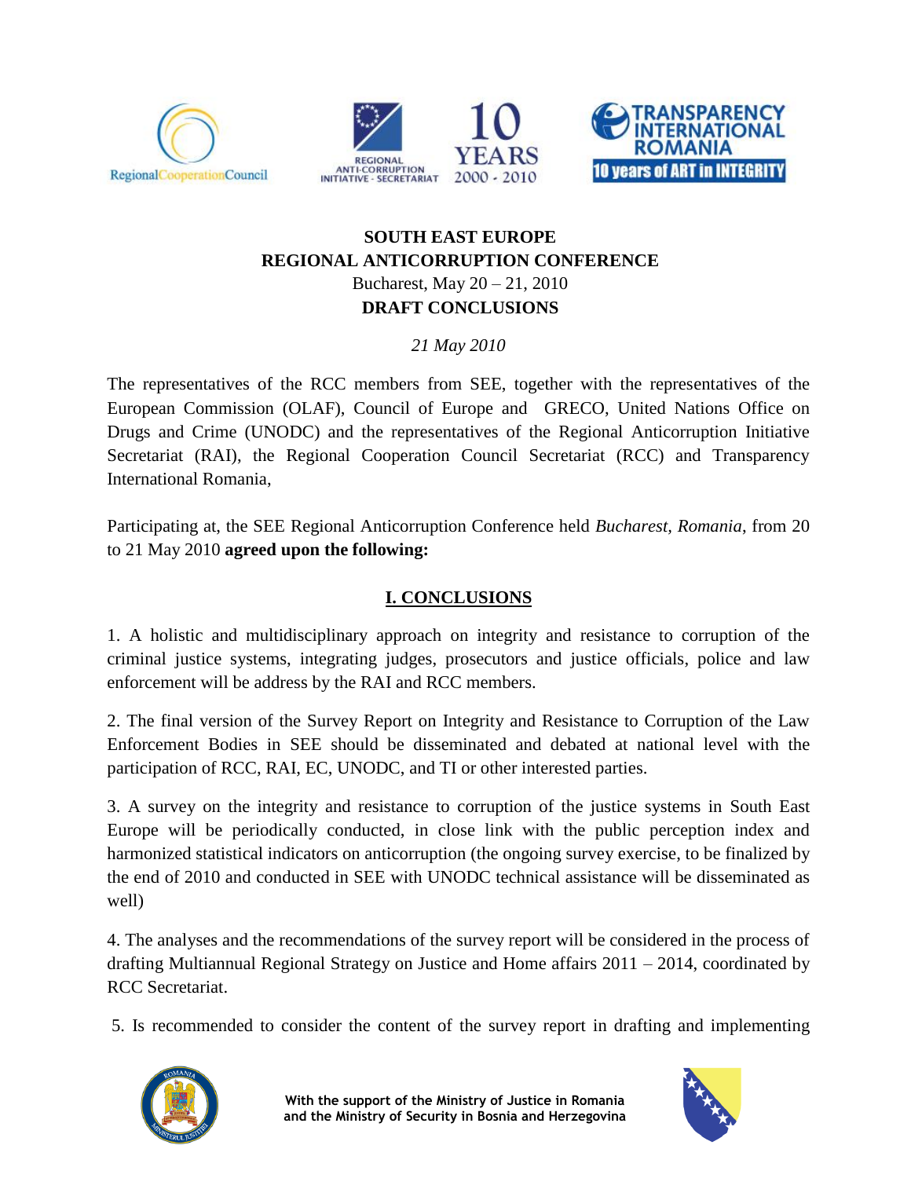**SOUTH EAST EUROPE**
**REGIONAL ANTICORRUPTION CONFERENCE**
Bucharest, May 20 – 21, 2010
**DRAFT CONCLUSIONS**

*21 May 2010*

The representatives of the RCC members from SEE, together with the representatives of the European Commission (OLAF), Council of Europe and GRECO, United Nations Office on Drugs and Crime (UNODC) and the representatives of the Regional Anticorruption Initiative Secretariat (RAI), the Regional Cooperation Council Secretariat (RCC) and Transparency International Romania,

Participating at, the SEE Regional Anticorruption Conference held *Bucharest, Romania*, from 20 to 21 May 2010 **agreed upon the following:**

## I. CONCLUSIONS

1. A holistic and multidisciplinary approach on integrity and resistance to corruption of the criminal justice systems, integrating judges, prosecutors and justice officials, police and law enforcement will be address by the RAI and RCC members.

2. The final version of the Survey Report on Integrity and Resistance to Corruption of the Law Enforcement Bodies in SEE should be disseminated and debated at national level with the participation of RCC, RAI, EC, UNODC, and TI or other interested parties.

3. A survey on the integrity and resistance to corruption of the justice systems in South East Europe will be periodically conducted, in close link with the public perception index and harmonized statistical indicators on anticorruption (the ongoing survey exercise, to be finalized by the end of 2010 and conducted in SEE with UNODC technical assistance will be disseminated as well)

4. The analyses and the recommendations of the survey report will be considered in the process of drafting Multiannual Regional Strategy on Justice and Home affairs 2011 – 2014, coordinated by RCC Secretariat.

5. Is recommended to consider the content of the survey report in drafting and implementing

With the support of the Ministry of Justice in Romania and the Ministry of Security in Bosnia and Herzegovina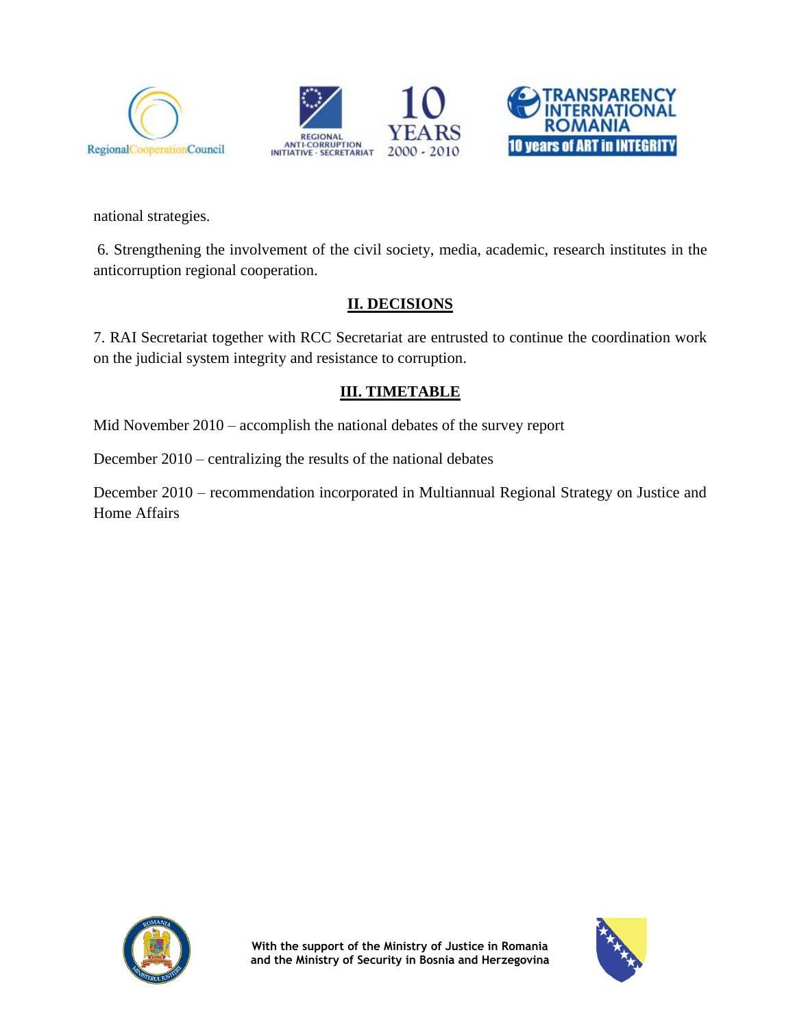national strategies.

6. Strengthening the involvement of the civil society, media, academic, research institutes in the anticorruption regional cooperation.

## II. DECISIONS

7. RAI Secretariat together with RCC Secretariat are entrusted to continue the coordination work on the judicial system integrity and resistance to corruption.

## III. TIMETABLE

Mid November 2010 – accomplish the national debates of the survey report

December 2010 – centralizing the results of the national debates

December 2010 – recommendation incorporated in Multiannual Regional Strategy on Justice and Home Affairs